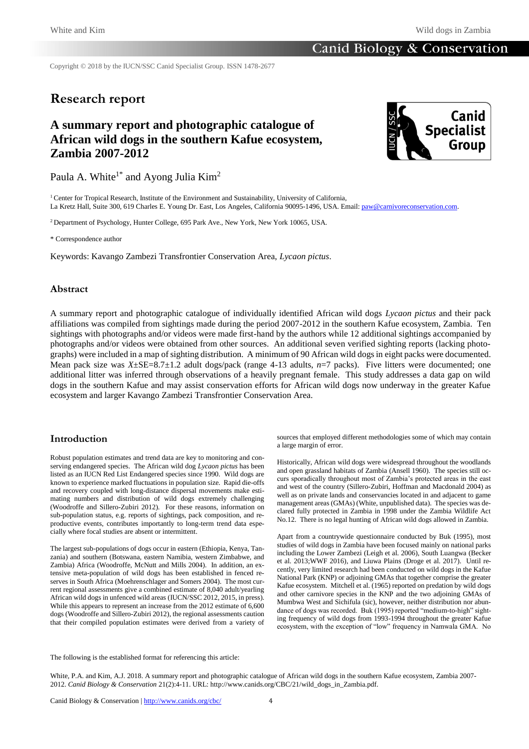Copyright © 2018 by the IUCN/SSC Canid Specialist Group. ISSN 1478-2677

## Research report

# A summary report and photographic catalogue of African wild dogs in the southern Kafue ecosystem, Zambia 2007-2012

Paula A. White[1*] and Ayong Julia Kim[2]

[1] Center for Tropical Research, Institute of the Environment and Sustainability, University of California, La Kretz Hall, Suite 300, 619 Charles E. Young Dr. East, Los Angeles, California 90095-1496, USA. Email: paw@carnivoreconservation.com.

[2] Department of Psychology, Hunter College, 695 Park Ave., New York, New York 10065, USA.

\* Correspondence author

Keywords: Kavango Zambezi Transfrontier Conservation Area, *Lycaon pictus*.

## Abstract

A summary report and photographic catalogue of individually identified African wild dogs *Lycaon pictus* and their pack affiliations was compiled from sightings made during the period 2007-2012 in the southern Kafue ecosystem, Zambia. Ten sightings with photographs and/or videos were made first-hand by the authors while 12 additional sightings accompanied by photographs and/or videos were obtained from other sources. An additional seven verified sighting reports (lacking photographs) were included in a map of sighting distribution. A minimum of 90 African wild dogs in eight packs were documented. Mean pack size was $X \pm SE = 8.7 \pm 1.2$ adult dogs/pack (range 4-13 adults, $n=7$ packs). Five litters were documented; one additional litter was inferred through observations of a heavily pregnant female. This study addresses a data gap on wild dogs in the southern Kafue and may assist conservation efforts for African wild dogs now underway in the greater Kafue ecosystem and larger Kavango Zambezi Transfrontier Conservation Area.

## Introduction

Robust population estimates and trend data are key to monitoring and conserving endangered species. The African wild dog *Lycaon pictus* has been listed as an IUCN Red List Endangered species since 1990. Wild dogs are known to experience marked fluctuations in population size. Rapid die-offs and recovery coupled with long-distance dispersal movements make estimating numbers and distribution of wild dogs extremely challenging (Woodroffe and Sillero-Zubiri 2012). For these reasons, information on sub-population status, e.g. reports of sightings, pack composition, and reproductive events, contributes importantly to long-term trend data especially where focal studies are absent or intermittent.

The largest sub-populations of dogs occur in eastern (Ethiopia, Kenya, Tanzania) and southern (Botswana, eastern Namibia, western Zimbabwe, and Zambia) Africa (Woodroffe, McNutt and Mills 2004). In addition, an extensive meta-population of wild dogs has been established in fenced reserves in South Africa (Moehrenschlager and Somers 2004). The most current regional assessments give a combined estimate of 8,040 adult/yearling African wild dogs in unfenced wild areas (IUCN/SSC 2012, 2015, in press). While this appears to represent an increase from the 2012 estimate of 6,600 dogs (Woodroffe and Sillero-Zubiri 2012), the regional assessments caution that their compiled population estimates were derived from a variety of sources that employed different methodologies some of which may contain a large margin of error.

Historically, African wild dogs were widespread throughout the woodlands and open grassland habitats of Zambia (Ansell 1960). The species still occurs sporadically throughout most of Zambia's protected areas in the east and west of the country (Sillero-Zubiri, Hoffman and Macdonald 2004) as well as on private lands and conservancies located in and adjacent to game management areas (GMAs) (White, unpublished data). The species was declared fully protected in Zambia in 1998 under the Zambia Wildlife Act No.12. There is no legal hunting of African wild dogs allowed in Zambia.

Apart from a countrywide questionnaire conducted by Buk (1995), most studies of wild dogs in Zambia have been focused mainly on national parks including the Lower Zambezi (Leigh et al. 2006), South Luangwa (Becker et al. 2013;WWF 2016), and Liuwa Plains (Droge et al. 2017). Until recently, very limited research had been conducted on wild dogs in the Kafue National Park (KNP) or adjoining GMAs that together comprise the greater Kafue ecosystem. Mitchell et al. (1965) reported on predation by wild dogs and other carnivore species in the KNP and the two adjoining GMAs of Mumbwa West and Sichifula (sic), however, neither distribution nor abundance of dogs was recorded. Buk (1995) reported "medium-to-high" sighting frequency of wild dogs from 1993-1994 throughout the greater Kafue ecosystem, with the exception of "low" frequency in Namwala GMA. No

The following is the established format for referencing this article:

White, P.A. and Kim, A.J. 2018. A summary report and photographic catalogue of African wild dogs in the southern Kafue ecosystem, Zambia 2007-2012. *Canid Biology & Conservation* 21(2):4-11. URL: http://www.canids.org/CBC/21/wild_dogs_in_Zambia.pdf.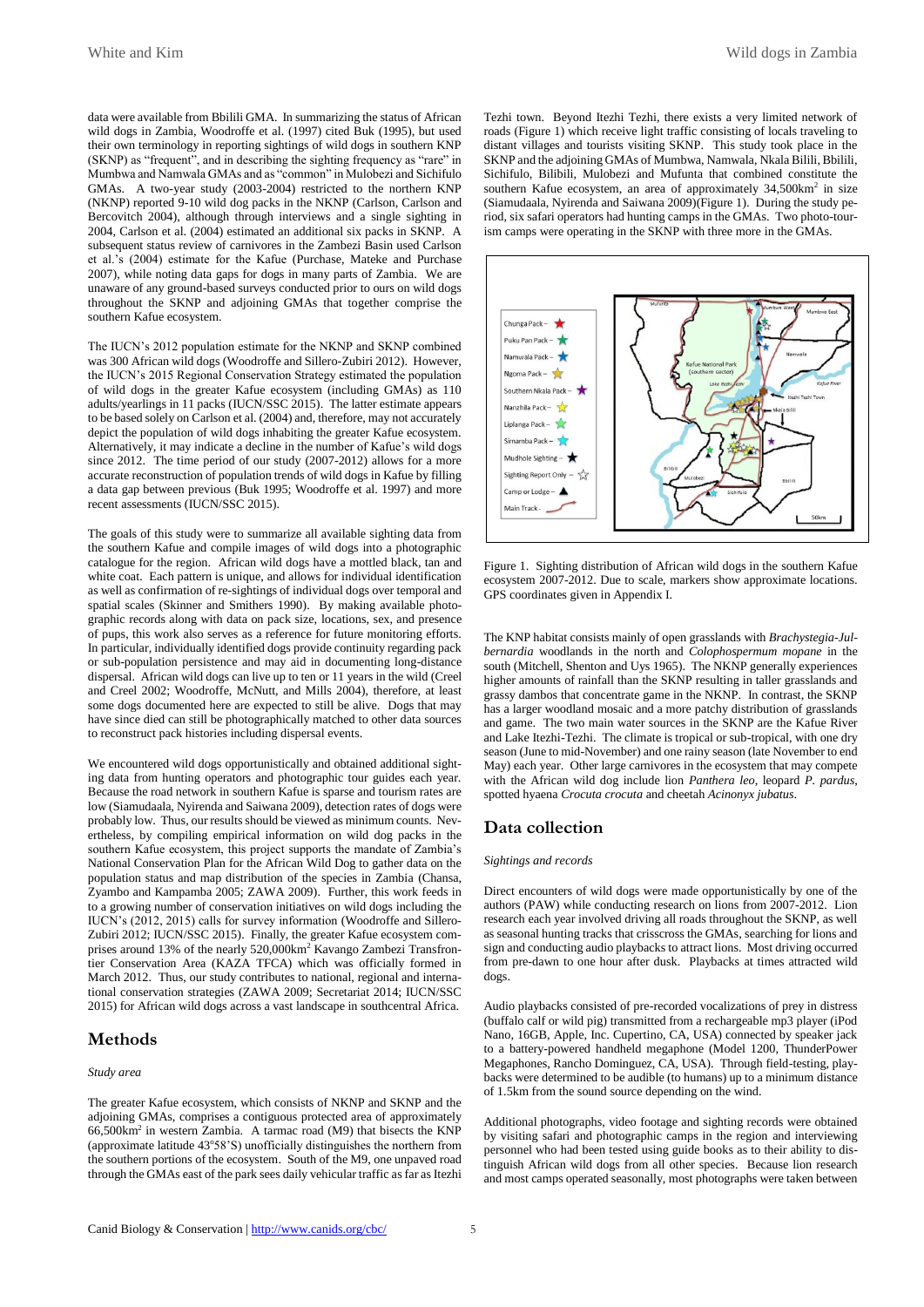data were available from Bbilili GMA. In summarizing the status of African wild dogs in Zambia, Woodroffe et al. (1997) cited Buk (1995), but used their own terminology in reporting sightings of wild dogs in southern KNP (SKNP) as "frequent", and in describing the sighting frequency as "rare" in Mumbwa and Namwala GMAs and as "common" in Mulobezi and Sichifulo GMAs. A two-year study (2003-2004) restricted to the northern KNP (NKNP) reported 9-10 wild dog packs in the NKNP (Carlson, Carlson and Bercovitch 2004), although through interviews and a single sighting in 2004, Carlson et al. (2004) estimated an additional six packs in SKNP. A subsequent status review of carnivores in the Zambezi Basin used Carlson et al.'s (2004) estimate for the Kafue (Purchase, Mateke and Purchase 2007), while noting data gaps for dogs in many parts of Zambia. We are unaware of any ground-based surveys conducted prior to ours on wild dogs throughout the SKNP and adjoining GMAs that together comprise the southern Kafue ecosystem.

The IUCN's 2012 population estimate for the NKNP and SKNP combined was 300 African wild dogs (Woodroffe and Sillero-Zubiri 2012). However, the IUCN's 2015 Regional Conservation Strategy estimated the population of wild dogs in the greater Kafue ecosystem (including GMAs) as 110 adults/yearlings in 11 packs (IUCN/SSC 2015). The latter estimate appears to be based solely on Carlson et al. (2004) and, therefore, may not accurately depict the population of wild dogs inhabiting the greater Kafue ecosystem. Alternatively, it may indicate a decline in the number of Kafue's wild dogs since 2012. The time period of our study (2007-2012) allows for a more accurate reconstruction of population trends of wild dogs in Kafue by filling a data gap between previous (Buk 1995; Woodroffe et al. 1997) and more recent assessments (IUCN/SSC 2015).

The goals of this study were to summarize all available sighting data from the southern Kafue and compile images of wild dogs into a photographic catalogue for the region. African wild dogs have a mottled black, tan and white coat. Each pattern is unique, and allows for individual identification as well as confirmation of re-sightings of individual dogs over temporal and spatial scales (Skinner and Smithers 1990). By making available photographic records along with data on pack size, locations, sex, and presence of pups, this work also serves as a reference for future monitoring efforts. In particular, individually identified dogs provide continuity regarding pack or sub-population persistence and may aid in documenting long-distance dispersal. African wild dogs can live up to ten or 11 years in the wild (Creel and Creel 2002; Woodroffe, McNutt, and Mills 2004), therefore, at least some dogs documented here are expected to still be alive. Dogs that may have since died can still be photographically matched to other data sources to reconstruct pack histories including dispersal events.

We encountered wild dogs opportunistically and obtained additional sighting data from hunting operators and photographic tour guides each year. Because the road network in southern Kafue is sparse and tourism rates are low (Siamudaala, Nyirenda and Saiwana 2009), detection rates of dogs were probably low. Thus, our results should be viewed as minimum counts. Nevertheless, by compiling empirical information on wild dog packs in the southern Kafue ecosystem, this project supports the mandate of Zambia's National Conservation Plan for the African Wild Dog to gather data on the population status and map distribution of the species in Zambia (Chansa, Zyambo and Kampamba 2005; ZAWA 2009). Further, this work feeds in to a growing number of conservation initiatives on wild dogs including the IUCN's (2012, 2015) calls for survey information (Woodroffe and Sillero-Zubiri 2012; IUCN/SSC 2015). Finally, the greater Kafue ecosystem comprises around 13% of the nearly 520,000km$^2$ Kavango Zambezi Transfrontier Conservation Area (KAZA TFCA) which was officially formed in March 2012. Thus, our study contributes to national, regional and international conservation strategies (ZAWA 2009; Secretariat 2014; IUCN/SSC 2015) for African wild dogs across a vast landscape in southcentral Africa.

## Methods

### Study area

The greater Kafue ecosystem, which consists of NKNP and SKNP and the adjoining GMAs, comprises a contiguous protected area of approximately 66,500km$^2$ in western Zambia. A tarmac road (M9) that bisects the KNP (approximate latitude 43°58'S) unofficially distinguishes the northern from the southern portions of the ecosystem. South of the M9, one unpaved road through the GMAs east of the park sees daily vehicular traffic as far as Itezhi Tezhi town. Beyond Itezhi Tezhi, there exists a very limited network of roads (Figure 1) which receive light traffic consisting of locals traveling to distant villages and tourists visiting SKNP. This study took place in the SKNP and the adjoining GMAs of Mumbwa, Namwala, Nkala Bilili, Bbilili, Sichifulo, Bilibili, Mulobezi and Mufunta that combined constitute the southern Kafue ecosystem, an area of approximately 34,500km$^2$ in size (Siamudaala, Nyirenda and Saiwana 2009)(Figure 1). During the study period, six safari operators had hunting camps in the GMAs. Two photo-tourism camps were operating in the SKNP with three more in the GMAs.

Figure 1. Sighting distribution of African wild dogs in the southern Kafue ecosystem 2007-2012. Due to scale, markers show approximate locations. GPS coordinates given in Appendix I.

The KNP habitat consists mainly of open grasslands with *Brachystegia-Julbernardia* woodlands in the north and *Colophospermum mopane* in the south (Mitchell, Shenton and Uys 1965). The NKNP generally experiences higher amounts of rainfall than the SKNP resulting in taller grasslands and grassy dambos that concentrate game in the NKNP. In contrast, the SKNP has a larger woodland mosaic and a more patchy distribution of grasslands and game. The two main water sources in the SKNP are the Kafue River and Lake Itezhi-Tezhi. The climate is tropical or sub-tropical, with one dry season (June to mid-November) and one rainy season (late November to end May) each year. Other large carnivores in the ecosystem that may compete with the African wild dog include lion *Panthera leo*, leopard *P. pardus*, spotted hyaena *Crocuta crocuta* and cheetah *Acinonyx jubatus*.

## Data collection

### Sightings and records

Direct encounters of wild dogs were made opportunistically by one of the authors (PAW) while conducting research on lions from 2007-2012. Lion research each year involved driving all roads throughout the SKNP, as well as seasonal hunting tracks that crisscross the GMAs, searching for lions and sign and conducting audio playbacks to attract lions. Most driving occurred from pre-dawn to one hour after dusk. Playbacks at times attracted wild dogs.

Audio playbacks consisted of pre-recorded vocalizations of prey in distress (buffalo calf or wild pig) transmitted from a rechargeable mp3 player (iPod Nano, 16GB, Apple, Inc. Cupertino, CA, USA) connected by speaker jack to a battery-powered handheld megaphone (Model 1200, ThunderPower Megaphones, Rancho Dominguez, CA, USA). Through field-testing, playbacks were determined to be audible (to humans) up to a minimum distance of 1.5km from the sound source depending on the wind.

Additional photographs, video footage and sighting records were obtained by visiting safari and photographic camps in the region and interviewing personnel who had been tested using guide books as to their ability to distinguish African wild dogs from all other species. Because lion research and most camps operated seasonally, most photographs were taken between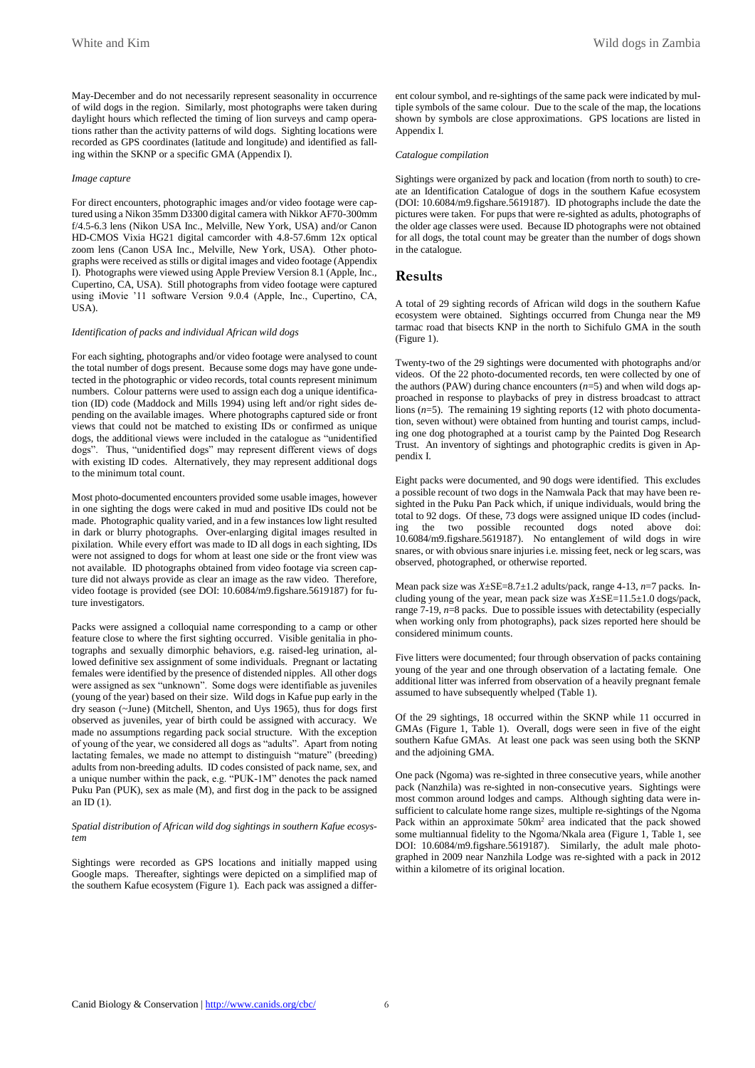May-December and do not necessarily represent seasonality in occurrence of wild dogs in the region. Similarly, most photographs were taken during daylight hours which reflected the timing of lion surveys and camp operations rather than the activity patterns of wild dogs. Sighting locations were recorded as GPS coordinates (latitude and longitude) and identified as falling within the SKNP or a specific GMA (Appendix I).

*Image capture*

For direct encounters, photographic images and/or video footage were captured using a Nikon 35mm D3300 digital camera with Nikkor AF70-300mm f/4.5-6.3 lens (Nikon USA Inc., Melville, New York, USA) and/or Canon HD-CMOS Vixia HG21 digital camcorder with 4.8-57.6mm 12x optical zoom lens (Canon USA Inc., Melville, New York, USA). Other photographs were received as stills or digital images and video footage (Appendix I). Photographs were viewed using Apple Preview Version 8.1 (Apple, Inc., Cupertino, CA, USA). Still photographs from video footage were captured using iMovie '11 software Version 9.0.4 (Apple, Inc., Cupertino, CA, USA).

*Identification of packs and individual African wild dogs*

For each sighting, photographs and/or video footage were analysed to count the total number of dogs present. Because some dogs may have gone undetected in the photographic or video records, total counts represent minimum numbers. Colour patterns were used to assign each dog a unique identification (ID) code (Maddock and Mills 1994) using left and/or right sides depending on the available images. Where photographs captured side or front views that could not be matched to existing IDs or confirmed as unique dogs, the additional views were included in the catalogue as "unidentified dogs". Thus, "unidentified dogs" may represent different views of dogs with existing ID codes. Alternatively, they may represent additional dogs to the minimum total count.

Most photo-documented encounters provided some usable images, however in one sighting the dogs were caked in mud and positive IDs could not be made. Photographic quality varied, and in a few instances low light resulted in dark or blurry photographs. Over-enlarging digital images resulted in pixilation. While every effort was made to ID all dogs in each sighting, IDs were not assigned to dogs for whom at least one side or the front view was not available. ID photographs obtained from video footage via screen capture did not always provide as clear an image as the raw video. Therefore, video footage is provided (see DOI: 10.6084/m9.figshare.5619187) for future investigators.

Packs were assigned a colloquial name corresponding to a camp or other feature close to where the first sighting occurred. Visible genitalia in photographs and sexually dimorphic behaviors, e.g. raised-leg urination, allowed definitive sex assignment of some individuals. Pregnant or lactating females were identified by the presence of distended nipples. All other dogs were assigned as sex "unknown". Some dogs were identifiable as juveniles (young of the year) based on their size. Wild dogs in Kafue pup early in the dry season (~June) (Mitchell, Shenton, and Uys 1965), thus for dogs first observed as juveniles, year of birth could be assigned with accuracy. We made no assumptions regarding pack social structure. With the exception of young of the year, we considered all dogs as "adults". Apart from noting lactating females, we made no attempt to distinguish "mature" (breeding) adults from non-breeding adults. ID codes consisted of pack name, sex, and a unique number within the pack, e.g. "PUK-1M" denotes the pack named Puku Pan (PUK), sex as male (M), and first dog in the pack to be assigned an ID (1).

*Spatial distribution of African wild dog sightings in southern Kafue ecosystem*

Sightings were recorded as GPS locations and initially mapped using Google maps. Thereafter, sightings were depicted on a simplified map of the southern Kafue ecosystem (Figure 1). Each pack was assigned a different colour symbol, and re-sightings of the same pack were indicated by multiple symbols of the same colour. Due to the scale of the map, the locations shown by symbols are close approximations. GPS locations are listed in Appendix I.

*Catalogue compilation*

Sightings were organized by pack and location (from north to south) to create an Identification Catalogue of dogs in the southern Kafue ecosystem (DOI: 10.6084/m9.figshare.5619187). ID photographs include the date the pictures were taken. For pups that were re-sighted as adults, photographs of the older age classes were used. Because ID photographs were not obtained for all dogs, the total count may be greater than the number of dogs shown in the catalogue.

## Results

A total of 29 sighting records of African wild dogs in the southern Kafue ecosystem were obtained. Sightings occurred from Chunga near the M9 tarmac road that bisects KNP in the north to Sichifulo GMA in the south (Figure 1).

Twenty-two of the 29 sightings were documented with photographs and/or videos. Of the 22 photo-documented records, ten were collected by one of the authors (PAW) during chance encounters ($n$=5) and when wild dogs approached in response to playbacks of prey in distress broadcast to attract lions ($n$=5). The remaining 19 sighting reports (12 with photo documentation, seven without) were obtained from hunting and tourist camps, including one dog photographed at a tourist camp by the Painted Dog Research Trust. An inventory of sightings and photographic credits is given in Appendix I.

Eight packs were documented, and 90 dogs were identified. This excludes a possible recount of two dogs in the Namwala Pack that may have been re-sighted in the Puku Pan Pack which, if unique individuals, would bring the total to 92 dogs. Of these, 73 dogs were assigned unique ID codes (including the two possible recounted dogs noted above doi: 10.6084/m9.figshare.5619187). No entanglement of wild dogs in wire snares, or with obvious snare injuries i.e. missing feet, neck or leg scars, was observed, photographed, or otherwise reported.

Mean pack size was $X$±SE=8.7±1.2 adults/pack, range 4-13, $n$=7 packs. Including young of the year, mean pack size was $X$±SE=11.5±1.0 dogs/pack, range 7-19, $n$=8 packs. Due to possible issues with detectability (especially when working only from photographs), pack sizes reported here should be considered minimum counts.

Five litters were documented; four through observation of packs containing young of the year and one through observation of a lactating female. One additional litter was inferred from observation of a heavily pregnant female assumed to have subsequently whelped (Table 1).

Of the 29 sightings, 18 occurred within the SKNP while 11 occurred in GMAs (Figure 1, Table 1). Overall, dogs were seen in five of the eight southern Kafue GMAs. At least one pack was seen using both the SKNP and the adjoining GMA.

One pack (Ngoma) was re-sighted in three consecutive years, while another pack (Nanzhila) was re-sighted in non-consecutive years. Sightings were most common around lodges and camps. Although sighting data were insufficient to calculate home range sizes, multiple re-sightings of the Ngoma Pack within an approximate 50km² area indicated that the pack showed some multiannual fidelity to the Ngoma/Nkala area (Figure 1, Table 1, see DOI: 10.6084/m9.figshare.5619187). Similarly, the adult male photographed in 2009 near Nanzhila Lodge was re-sighted with a pack in 2012 within a kilometre of its original location.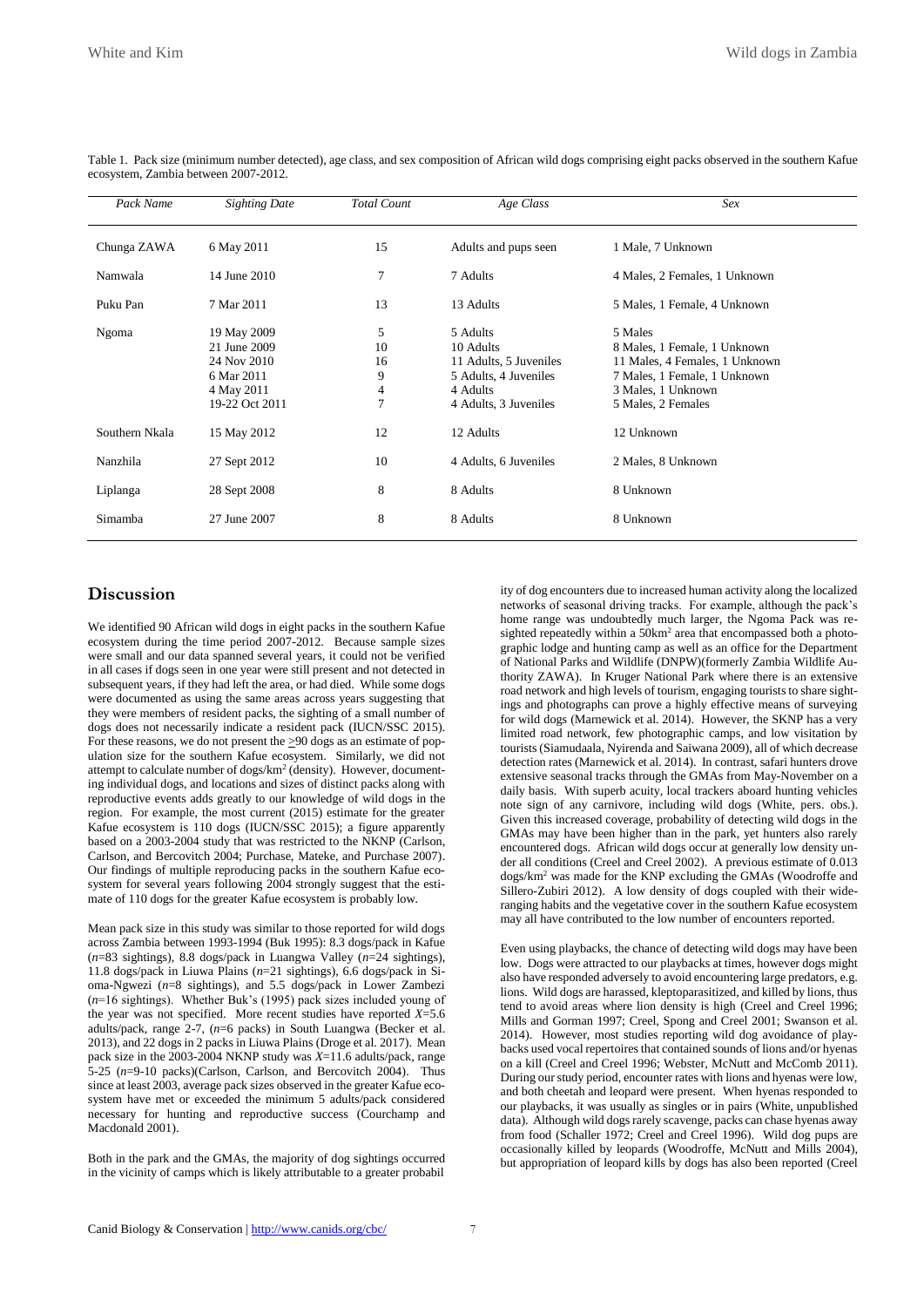Table 1. Pack size (minimum number detected), age class, and sex composition of African wild dogs comprising eight packs observed in the southern Kafue ecosystem, Zambia between 2007-2012.

| *Pack Name* | *Sighting Date* | *Total Count* | *Age Class* | *Sex* |
|---|---|---|---|---|
| Chunga ZAWA | 6 May 2011 | 15 | Adults and pups seen | 1 Male, 7 Unknown |
| Namwala | 14 June 2010 | 7 | 7 Adults | 4 Males, 2 Females, 1 Unknown |
| Puku Pan | 7 Mar 2011 | 13 | 13 Adults | 5 Males, 1 Female, 4 Unknown |
| Ngoma | 19 May 2009 | 5 | 5 Adults | 5 Males |
| | 21 June 2009 | 10 | 10 Adults | 8 Males, 1 Female, 1 Unknown |
| | 24 Nov 2010 | 16 | 11 Adults, 5 Juveniles | 11 Males, 4 Females, 1 Unknown |
| | 6 Mar 2011 | 9 | 5 Adults, 4 Juveniles | 7 Males, 1 Female, 1 Unknown |
| | 4 May 2011 | 4 | 4 Adults | 3 Males, 1 Unknown |
| | 19-22 Oct 2011 | 7 | 4 Adults, 3 Juveniles | 5 Males, 2 Females |
| Southern Nkala | 15 May 2012 | 12 | 12 Adults | 12 Unknown |
| Nanzhila | 27 Sept 2012 | 10 | 4 Adults, 6 Juveniles | 2 Males, 8 Unknown |
| Liplanga | 28 Sept 2008 | 8 | 8 Adults | 8 Unknown |
| Simamba | 27 June 2007 | 8 | 8 Adults | 8 Unknown |

## Discussion

We identified 90 African wild dogs in eight packs in the southern Kafue ecosystem during the time period 2007-2012. Because sample sizes were small and our data spanned several years, it could not be verified in all cases if dogs seen in one year were still present and not detected in subsequent years, if they had left the area, or had died. While some dogs were documented as using the same areas across years suggesting that they were members of resident packs, the sighting of a small number of dogs does not necessarily indicate a resident pack (IUCN/SSC 2015). For these reasons, we do not present the ≥90 dogs as an estimate of population size for the southern Kafue ecosystem. Similarly, we did not attempt to calculate number of dogs/km$^2$ (density). However, documenting individual dogs, and locations and sizes of distinct packs along with reproductive events adds greatly to our knowledge of wild dogs in the region. For example, the most current (2015) estimate for the greater Kafue ecosystem is 110 dogs (IUCN/SSC 2015); a figure apparently based on a 2003-2004 study that was restricted to the NKNP (Carlson, Carlson, and Bercovitch 2004; Purchase, Mateke, and Purchase 2007). Our findings of multiple reproducing packs in the southern Kafue ecosystem for several years following 2004 strongly suggest that the estimate of 110 dogs for the greater Kafue ecosystem is probably low.

Mean pack size in this study was similar to those reported for wild dogs across Zambia between 1993-1994 (Buk 1995): 8.3 dogs/pack in Kafue (*n*=83 sightings), 8.8 dogs/pack in Luangwa Valley (*n*=24 sightings), 11.8 dogs/pack in Liuwa Plains (*n*=21 sightings), 6.6 dogs/pack in Sioma-Ngwezi (*n*=8 sightings), and 5.5 dogs/pack in Lower Zambezi (*n*=16 sightings). Whether Buk's (1995) pack sizes included young of the year was not specified. More recent studies have reported $\bar{X}$=5.6 adults/pack, range 2-7, (*n*=6 packs) in South Luangwa (Becker et al. 2013), and 22 dogs in 2 packs in Liuwa Plains (Droge et al. 2017). Mean pack size in the 2003-2004 NKNP study was $\bar{X}$=11.6 adults/pack, range 5-25 (*n*=9-10 packs)(Carlson, Carlson, and Bercovitch 2004). Thus since at least 2003, average pack sizes observed in the greater Kafue ecosystem have met or exceeded the minimum 5 adults/pack considered necessary for hunting and reproductive success (Courchamp and Macdonald 2001).

Both in the park and the GMAs, the majority of dog sightings occurred in the vicinity of camps which is likely attributable to a greater probability of dog encounters due to increased human activity along the localized networks of seasonal driving tracks. For example, although the pack's home range was undoubtedly much larger, the Ngoma Pack was resighted repeatedly within a 50km$^2$ area that encompassed both a photographic lodge and hunting camp as well as an office for the Department of National Parks and Wildlife (DNPW)(formerly Zambia Wildlife Authority ZAWA). In Kruger National Park where there is an extensive road network and high levels of tourism, engaging tourists to share sightings and photographs can prove a highly effective means of surveying for wild dogs (Marnewick et al. 2014). However, the SKNP has a very limited road network, few photographic camps, and low visitation by tourists (Siamudaala, Nyirenda and Saiwana 2009), all of which decrease detection rates (Marnewick et al. 2014). In contrast, safari hunters drove extensive seasonal tracks through the GMAs from May-November on a daily basis. With superb acuity, local trackers aboard hunting vehicles note sign of any carnivore, including wild dogs (White, pers. obs.). Given this increased coverage, probability of detecting wild dogs in the GMAs may have been higher than in the park, yet hunters also rarely encountered dogs. African wild dogs occur at generally low density under all conditions (Creel and Creel 2002). A previous estimate of 0.013 dogs/km$^2$ was made for the KNP excluding the GMAs (Woodroffe and Sillero-Zubiri 2012). A low density of dogs coupled with their wide-ranging habits and the vegetative cover in the southern Kafue ecosystem may all have contributed to the low number of encounters reported.

Even using playbacks, the chance of detecting wild dogs may have been low. Dogs were attracted to our playbacks at times, however dogs might also have responded adversely to avoid encountering large predators, e.g. lions. Wild dogs are harassed, kleptoparasitized, and killed by lions, thus tend to avoid areas where lion density is high (Creel and Creel 1996; Mills and Gorman 1997; Creel, Spong and Creel 2001; Swanson et al. 2014). However, most studies reporting wild dog avoidance of playbacks used vocal repertoires that contained sounds of lions and/or hyenas on a kill (Creel and Creel 1996; Webster, McNutt and McComb 2011). During our study period, encounter rates with lions and hyenas were low, and both cheetah and leopard were present. When hyenas responded to our playbacks, it was usually as singles or in pairs (White, unpublished data). Although wild dogs rarely scavenge, packs can chase hyenas away from food (Schaller 1972; Creel and Creel 1996). Wild dog pups are occasionally killed by leopards (Woodroffe, McNutt and Mills 2004), but appropriation of leopard kills by dogs has also been reported (Creel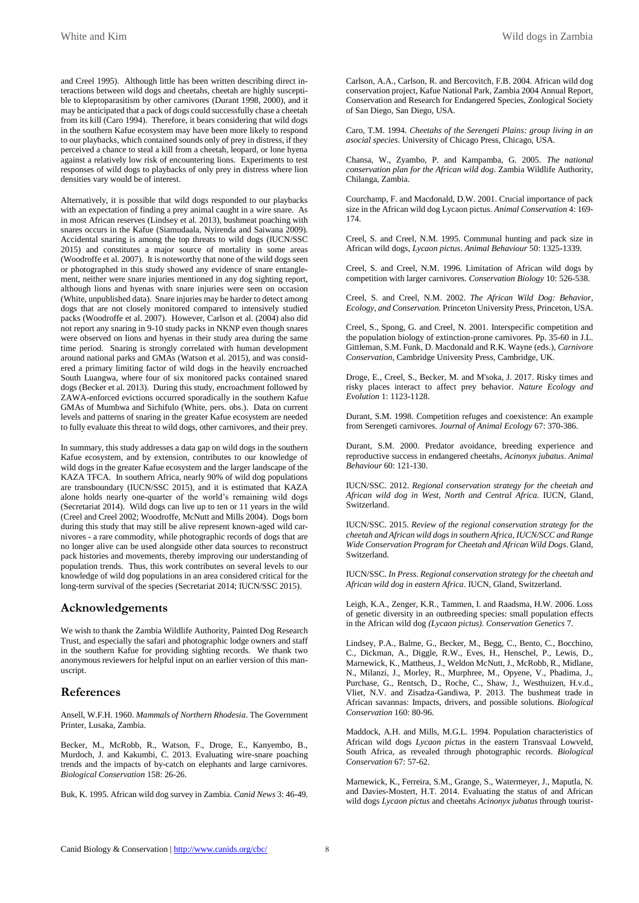and Creel 1995). Although little has been written describing direct interactions between wild dogs and cheetahs, cheetah are highly susceptible to kleptoparasitism by other carnivores (Durant 1998, 2000), and it may be anticipated that a pack of dogs could successfully chase a cheetah from its kill (Caro 1994). Therefore, it bears considering that wild dogs in the southern Kafue ecosystem may have been more likely to respond to our playbacks, which contained sounds only of prey in distress, if they perceived a chance to steal a kill from a cheetah, leopard, or lone hyena against a relatively low risk of encountering lions. Experiments to test responses of wild dogs to playbacks of only prey in distress where lion densities vary would be of interest.

Alternatively, it is possible that wild dogs responded to our playbacks with an expectation of finding a prey animal caught in a wire snare. As in most African reserves (Lindsey et al. 2013), bushmeat poaching with snares occurs in the Kafue (Siamudaala, Nyirenda and Saiwana 2009). Accidental snaring is among the top threats to wild dogs (IUCN/SSC 2015) and constitutes a major source of mortality in some areas (Woodroffe et al. 2007). It is noteworthy that none of the wild dogs seen or photographed in this study showed any evidence of snare entanglement, neither were snare injuries mentioned in any dog sighting report, although lions and hyenas with snare injuries were seen on occasion (White, unpublished data). Snare injuries may be harder to detect among dogs that are not closely monitored compared to intensively studied packs (Woodroffe et al. 2007). However, Carlson et al. (2004) also did not report any snaring in 9-10 study packs in NKNP even though snares were observed on lions and hyenas in their study area during the same time period. Snaring is strongly correlated with human development around national parks and GMAs (Watson et al. 2015), and was considered a primary limiting factor of wild dogs in the heavily encroached South Luangwa, where four of six monitored packs contained snared dogs (Becker et al. 2013). During this study, encroachment followed by ZAWA-enforced evictions occurred sporadically in the southern Kafue GMAs of Mumbwa and Sichifulo (White, pers. obs.). Data on current levels and patterns of snaring in the greater Kafue ecosystem are needed to fully evaluate this threat to wild dogs, other carnivores, and their prey.

In summary, this study addresses a data gap on wild dogs in the southern Kafue ecosystem, and by extension, contributes to our knowledge of wild dogs in the greater Kafue ecosystem and the larger landscape of the KAZA TFCA. In southern Africa, nearly 90% of wild dog populations are transboundary (IUCN/SSC 2015), and it is estimated that KAZA alone holds nearly one-quarter of the world's remaining wild dogs (Secretariat 2014). Wild dogs can live up to ten or 11 years in the wild (Creel and Creel 2002; Woodroffe, McNutt and Mills 2004). Dogs born during this study that may still be alive represent known-aged wild carnivores - a rare commodity, while photographic records of dogs that are no longer alive can be used alongside other data sources to reconstruct pack histories and movements, thereby improving our understanding of population trends. Thus, this work contributes on several levels to our knowledge of wild dog populations in an area considered critical for the long-term survival of the species (Secretariat 2014; IUCN/SSC 2015).

## Acknowledgements

We wish to thank the Zambia Wildlife Authority, Painted Dog Research Trust, and especially the safari and photographic lodge owners and staff in the southern Kafue for providing sighting records. We thank two anonymous reviewers for helpful input on an earlier version of this manuscript.

## References

Ansell, W.F.H. 1960. *Mammals of Northern Rhodesia*. The Government Printer, Lusaka, Zambia.

Becker, M., McRobb, R., Watson, F., Droge, E., Kanyembo, B., Murdoch, J. and Kakumbi, C. 2013. Evaluating wire-snare poaching trends and the impacts of by-catch on elephants and large carnivores. *Biological Conservation* 158: 26-26.

Buk, K. 1995. African wild dog survey in Zambia. *Canid News* 3: 46-49.

Carlson, A.A., Carlson, R. and Bercovitch, F.B. 2004. African wild dog conservation project, Kafue National Park, Zambia 2004 Annual Report, Conservation and Research for Endangered Species, Zoological Society of San Diego, San Diego, USA.

Caro, T.M. 1994. *Cheetahs of the Serengeti Plains: group living in an asocial species*. University of Chicago Press, Chicago, USA.

Chansa, W., Zyambo, P. and Kampamba, G. 2005. *The national conservation plan for the African wild dog*. Zambia Wildlife Authority, Chilanga, Zambia.

Courchamp, F. and Macdonald, D.W. 2001. Crucial importance of pack size in the African wild dog Lycaon pictus. *Animal Conservation* 4: 169-174.

Creel, S. and Creel, N.M. 1995. Communal hunting and pack size in African wild dogs, *Lycaon pictus*. *Animal Behaviour* 50: 1325-1339.

Creel, S. and Creel, N.M. 1996. Limitation of African wild dogs by competition with larger carnivores. *Conservation Biology* 10: 526-538.

Creel, S. and Creel, N.M. 2002. *The African Wild Dog: Behavior, Ecology, and Conservation.* Princeton University Press, Princeton, USA.

Creel, S., Spong, G. and Creel, N. 2001. Interspecific competition and the population biology of extinction-prone carnivores. Pp. 35-60 in J.L. Gittleman, S.M. Funk, D. Macdonald and R.K. Wayne (eds.), *Carnivore Conservation*, Cambridge University Press, Cambridge, UK.

Droge, E., Creel, S., Becker, M. and M'soka, J. 2017. Risky times and risky places interact to affect prey behavior. *Nature Ecology and Evolution* 1: 1123-1128.

Durant, S.M. 1998. Competition refuges and coexistence: An example from Serengeti carnivores. *Journal of Animal Ecology* 67: 370-386.

Durant, S.M. 2000. Predator avoidance, breeding experience and reproductive success in endangered cheetahs, *Acinonyx jubatus*. *Animal Behaviour* 60: 121-130.

IUCN/SSC. 2012. *Regional conservation strategy for the cheetah and African wild dog in West, North and Central Africa*. IUCN, Gland, Switzerland.

IUCN/SSC. 2015. *Review of the regional conservation strategy for the cheetah and African wild dogs in southern Africa, IUCN/SCC and Range Wide Conservation Program for Cheetah and African Wild Dogs*. Gland, Switzerland.

IUCN/SSC. *In Press*. *Regional conservation strategy for the cheetah and African wild dog in eastern Africa*. IUCN, Gland, Switzerland.

Leigh, K.A., Zenger, K.R., Tammen, I. and Raadsma, H.W. 2006. Loss of genetic diversity in an outbreeding species: small population effects in the African wild dog *(Lycaon pictus)*. *Conservation Genetics* 7.

Lindsey, P.A., Balme, G., Becker, M., Begg, C., Bento, C., Bocchino, C., Dickman, A., Diggle, R.W., Eves, H., Henschel, P., Lewis, D., Marnewick, K., Mattheus, J., Weldon McNutt, J., McRobb, R., Midlane, N., Milanzi, J., Morley, R., Murphree, M., Opyene, V., Phadima, J., Purchase, G., Rentsch, D., Roche, C., Shaw, J., Westhuizen, H.v.d., Vliet, N.V. and Zisadza-Gandiwa, P. 2013. The bushmeat trade in African savannas: Impacts, drivers, and possible solutions. *Biological Conservation* 160: 80-96.

Maddock, A.H. and Mills, M.G.L. 1994. Population characteristics of African wild dogs *Lycaon pictus* in the eastern Transvaal Lowveld, South Africa, as revealed through photographic records. *Biological Conservation* 67: 57-62.

Marnewick, K., Ferreira, S.M., Grange, S., Watermeyer, J., Maputla, N. and Davies-Mostert, H.T. 2014. Evaluating the status of and African wild dogs *Lycaon pictus* and cheetahs *Acinonyx jubatus* through tourist-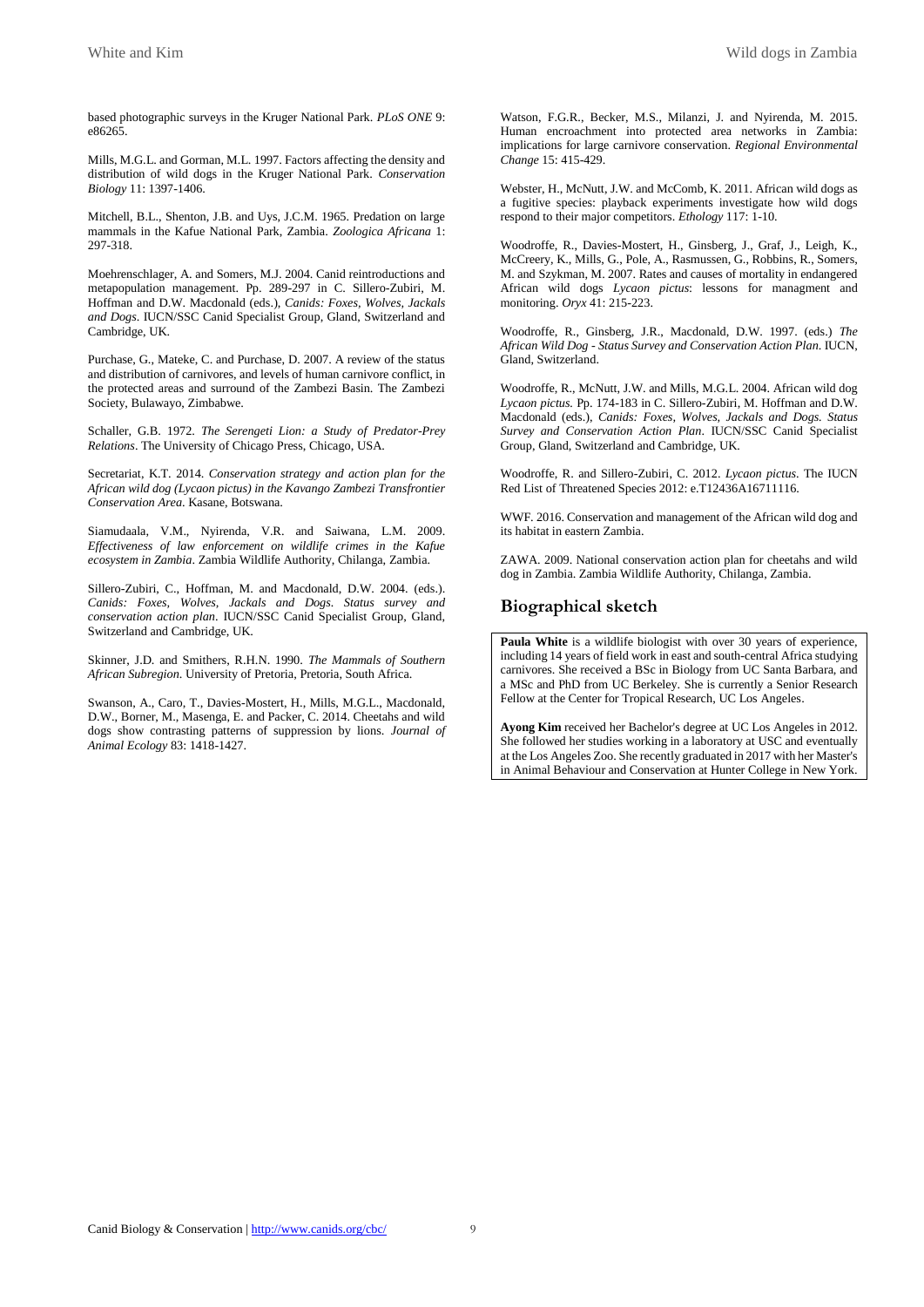based photographic surveys in the Kruger National Park. *PLoS ONE* 9: e86265.

Mills, M.G.L. and Gorman, M.L. 1997. Factors affecting the density and distribution of wild dogs in the Kruger National Park. *Conservation Biology* 11: 1397-1406.

Mitchell, B.L., Shenton, J.B. and Uys, J.C.M. 1965. Predation on large mammals in the Kafue National Park, Zambia. *Zoologica Africana* 1: 297-318.

Moehrenschlager, A. and Somers, M.J. 2004. Canid reintroductions and metapopulation management. Pp. 289-297 in C. Sillero-Zubiri, M. Hoffman and D.W. Macdonald (eds.), *Canids: Foxes, Wolves, Jackals and Dogs*. IUCN/SSC Canid Specialist Group, Gland, Switzerland and Cambridge, UK.

Purchase, G., Mateke, C. and Purchase, D. 2007. A review of the status and distribution of carnivores, and levels of human carnivore conflict, in the protected areas and surround of the Zambezi Basin. The Zambezi Society, Bulawayo, Zimbabwe.

Schaller, G.B. 1972. *The Serengeti Lion: a Study of Predator-Prey Relations*. The University of Chicago Press, Chicago, USA.

Secretariat, K.T. 2014. *Conservation strategy and action plan for the African wild dog (Lycaon pictus) in the Kavango Zambezi Transfrontier Conservation Area*. Kasane, Botswana.

Siamudaala, V.M., Nyirenda, V.R. and Saiwana, L.M. 2009. *Effectiveness of law enforcement on wildlife crimes in the Kafue ecosystem in Zambia*. Zambia Wildlife Authority, Chilanga, Zambia.

Sillero-Zubiri, C., Hoffman, M. and Macdonald, D.W. 2004. (eds.). *Canids: Foxes, Wolves, Jackals and Dogs. Status survey and conservation action plan*. IUCN/SSC Canid Specialist Group, Gland, Switzerland and Cambridge, UK.

Skinner, J.D. and Smithers, R.H.N. 1990. *The Mammals of Southern African Subregion*. University of Pretoria, Pretoria, South Africa.

Swanson, A., Caro, T., Davies-Mostert, H., Mills, M.G.L., Macdonald, D.W., Borner, M., Masenga, E. and Packer, C. 2014. Cheetahs and wild dogs show contrasting patterns of suppression by lions. *Journal of Animal Ecology* 83: 1418-1427.

Watson, F.G.R., Becker, M.S., Milanzi, J. and Nyirenda, M. 2015. Human encroachment into protected area networks in Zambia: implications for large carnivore conservation. *Regional Environmental Change* 15: 415-429.

Webster, H., McNutt, J.W. and McComb, K. 2011. African wild dogs as a fugitive species: playback experiments investigate how wild dogs respond to their major competitors. *Ethology* 117: 1-10.

Woodroffe, R., Davies-Mostert, H., Ginsberg, J., Graf, J., Leigh, K., McCreery, K., Mills, G., Pole, A., Rasmussen, G., Robbins, R., Somers, M. and Szykman, M. 2007. Rates and causes of mortality in endangered African wild dogs *Lycaon pictus*: lessons for managment and monitoring. *Oryx* 41: 215-223.

Woodroffe, R., Ginsberg, J.R., Macdonald, D.W. 1997. (eds.) *The African Wild Dog - Status Survey and Conservation Action Plan*. IUCN, Gland, Switzerland.

Woodroffe, R., McNutt, J.W. and Mills, M.G.L. 2004. African wild dog *Lycaon pictus*. Pp. 174-183 in C. Sillero-Zubiri, M. Hoffman and D.W. Macdonald (eds.), *Canids: Foxes, Wolves, Jackals and Dogs. Status Survey and Conservation Action Plan*. IUCN/SSC Canid Specialist Group, Gland, Switzerland and Cambridge, UK.

Woodroffe, R. and Sillero-Zubiri, C. 2012. *Lycaon pictus*. The IUCN Red List of Threatened Species 2012: e.T12436A16711116.

WWF. 2016. Conservation and management of the African wild dog and its habitat in eastern Zambia.

ZAWA. 2009. National conservation action plan for cheetahs and wild dog in Zambia. Zambia Wildlife Authority, Chilanga, Zambia.

## Biographical sketch

**Paula White** is a wildlife biologist with over 30 years of experience, including 14 years of field work in east and south-central Africa studying carnivores. She received a BSc in Biology from UC Santa Barbara, and a MSc and PhD from UC Berkeley. She is currently a Senior Research Fellow at the Center for Tropical Research, UC Los Angeles.

**Ayong Kim** received her Bachelor's degree at UC Los Angeles in 2012. She followed her studies working in a laboratory at USC and eventually at the Los Angeles Zoo. She recently graduated in 2017 with her Master's in Animal Behaviour and Conservation at Hunter College in New York.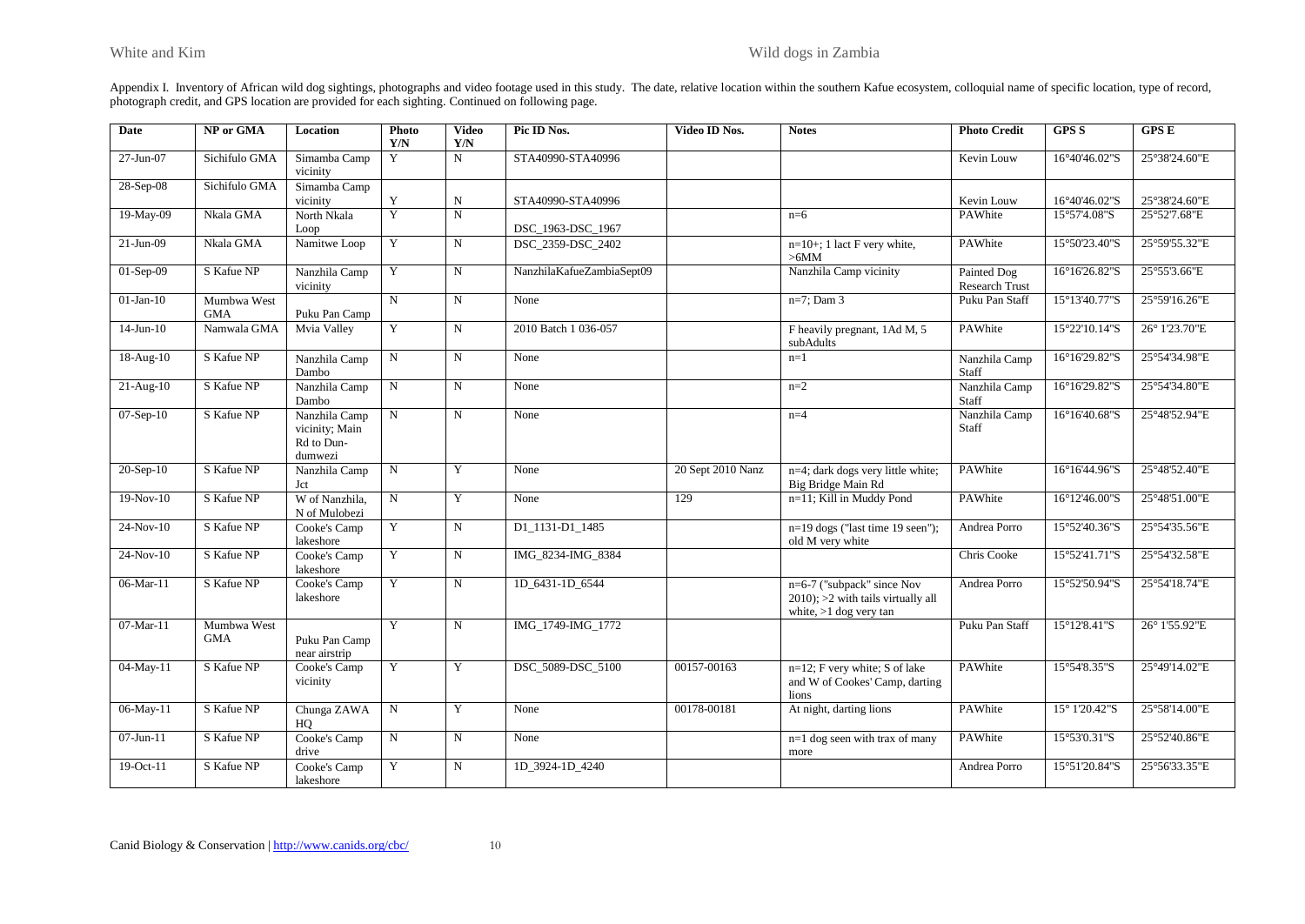Appendix I. Inventory of African wild dog sightings, photographs and video footage used in this study. The date, relative location within the southern Kafue ecosystem, colloquial name of specific location, type of record, photograph credit, and GPS location are provided for each sighting. Continued on following page.

| Date | NP or GMA | Location | Photo Y/N | Video Y/N | Pic ID Nos. | Video ID Nos. | Notes | Photo Credit | GPS S | GPS E |
|---|---|---|---|---|---|---|---|---|---|---|
| 27-Jun-07 | Sichifulo GMA | Simamba Camp vicinity | Y | N | STA40990-STA40996 | | | Kevin Louw | 16°40'46.02"S | 25°38'24.60"E |
| 28-Sep-08 | Sichifulo GMA | Simamba Camp vicinity | Y | N | STA40990-STA40996 | | | Kevin Louw | 16°40'46.02"S | 25°38'24.60"E |
| 19-May-09 | Nkala GMA | North Nkala Loop | Y | N | DSC_1963-DSC_1967 | | n=6 | PAWhite | 15°57'4.08"S | 25°52'7.68"E |
| 21-Jun-09 | Nkala GMA | Namitwe Loop | Y | N | DSC_2359-DSC_2402 | | n=10+; 1 lact F very white, >6MM | PAWhite | 15°50'23.40"S | 25°59'55.32"E |
| 01-Sep-09 | S Kafue NP | Nanzhila Camp vicinity | Y | N | NanzhilaKafueZambiaSept09 | | Nanzhila Camp vicinity | Painted Dog Research Trust | 16°16'26.82"S | 25°55'3.66"E |
| 01-Jan-10 | Mumbwa West GMA | Puku Pan Camp | N | N | None | | n=7; Dam 3 | Puku Pan Staff | 15°13'40.77"S | 25°59'16.26"E |
| 14-Jun-10 | Namwala GMA | Mvia Valley | Y | N | 2010 Batch 1 036-057 | | F heavily pregnant, 1Ad M, 5 subAdults | PAWhite | 15°22'10.14"S | 26° 1'23.70"E |
| 18-Aug-10 | S Kafue NP | Nanzhila Camp Dambo | N | N | None | | n=1 | Nanzhila Camp Staff | 16°16'29.82"S | 25°54'34.98"E |
| 21-Aug-10 | S Kafue NP | Nanzhila Camp Dambo | N | N | None | | n=2 | Nanzhila Camp Staff | 16°16'29.82"S | 25°54'34.80"E |
| 07-Sep-10 | S Kafue NP | Nanzhila Camp vicinity; Main Rd to Dun-dumwezi | N | N | None | | n=4 | Nanzhila Camp Staff | 16°16'40.68"S | 25°48'52.94"E |
| 20-Sep-10 | S Kafue NP | Nanzhila Camp Jct | N | Y | None | 20 Sept 2010 Nanz | n=4; dark dogs very little white; Big Bridge Main Rd | PAWhite | 16°16'44.96"S | 25°48'52.40"E |
| 19-Nov-10 | S Kafue NP | W of Nanzhila, N of Mulobezi | N | Y | None | 129 | n=11; Kill in Muddy Pond | PAWhite | 16°12'46.00"S | 25°48'51.00"E |
| 24-Nov-10 | S Kafue NP | Cooke's Camp lakeshore | Y | N | D1_1131-D1_1485 | | n=19 dogs ("last time 19 seen"); old M very white | Andrea Porro | 15°52'40.36"S | 25°54'35.56"E |
| 24-Nov-10 | S Kafue NP | Cooke's Camp lakeshore | Y | N | IMG_8234-IMG_8384 | | | Chris Cooke | 15°52'41.71"S | 25°54'32.58"E |
| 06-Mar-11 | S Kafue NP | Cooke's Camp lakeshore | Y | N | 1D_6431-1D_6544 | | n=6-7 ("subpack" since Nov 2010); >2 with tails virtually all white, >1 dog very tan | Andrea Porro | 15°52'50.94"S | 25°54'18.74"E |
| 07-Mar-11 | Mumbwa West GMA | Puku Pan Camp near airstrip | Y | N | IMG_1749-IMG_1772 | | | Puku Pan Staff | 15°12'8.41"S | 26° 1'55.92"E |
| 04-May-11 | S Kafue NP | Cooke's Camp vicinity | Y | Y | DSC_5089-DSC_5100 | 00157-00163 | n=12; F very white; S of lake and W of Cookes' Camp, darting lions | PAWhite | 15°54'8.35"S | 25°49'14.02"E |
| 06-May-11 | S Kafue NP | Chunga ZAWA HQ | N | Y | None | 00178-00181 | At night, darting lions | PAWhite | 15° 1'20.42"S | 25°58'14.00"E |
| 07-Jun-11 | S Kafue NP | Cooke's Camp drive | N | N | None | | n=1 dog seen with trax of many more | PAWhite | 15°53'0.31"S | 25°52'40.86"E |
| 19-Oct-11 | S Kafue NP | Cooke's Camp lakeshore | Y | N | 1D_3924-1D_4240 | | | Andrea Porro | 15°51'20.84"S | 25°56'33.35"E |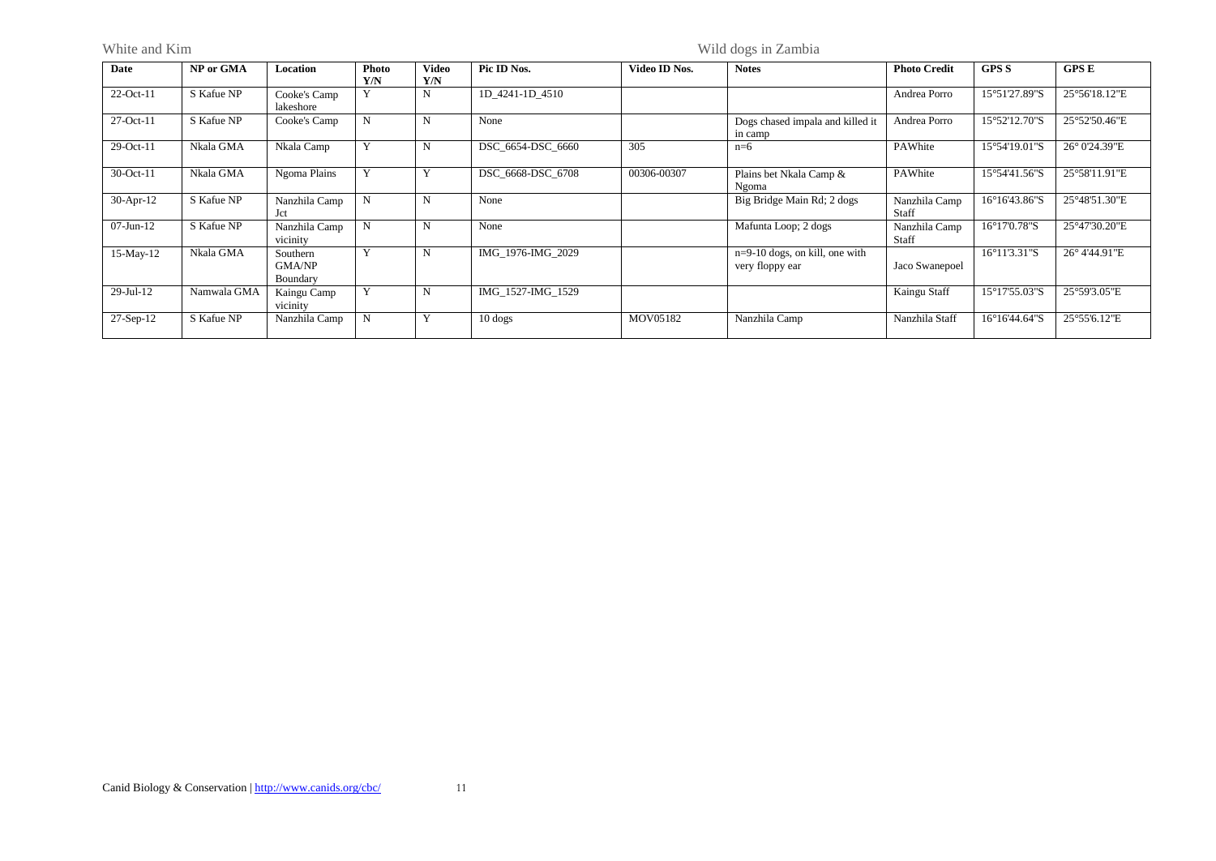| Date | NP or GMA | Location | Photo Y/N | Video Y/N | Pic ID Nos. | Video ID Nos. | Notes | Photo Credit | GPS S | GPS E |
|---|---|---|---|---|---|---|---|---|---|---|
| 22-Oct-11 | S Kafue NP | Cooke's Camp lakeshore | Y | N | 1D_4241-1D_4510 | | | Andrea Porro | 15°51'27.89"S | 25°56'18.12"E |
| 27-Oct-11 | S Kafue NP | Cooke's Camp | N | N | None | | Dogs chased impala and killed it in camp | Andrea Porro | 15°52'12.70"S | 25°52'50.46"E |
| 29-Oct-11 | Nkala GMA | Nkala Camp | Y | N | DSC_6654-DSC_6660 | 305 | n=6 | PAWhite | 15°54'19.01"S | 26° 0'24.39"E |
| 30-Oct-11 | Nkala GMA | Ngoma Plains | Y | Y | DSC_6668-DSC_6708 | 00306-00307 | Plains bet Nkala Camp & Ngoma | PAWhite | 15°54'41.56"S | 25°58'11.91"E |
| 30-Apr-12 | S Kafue NP | Nanzhila Camp Jct | N | N | None | | Big Bridge Main Rd; 2 dogs | Nanzhila Camp Staff | 16°16'43.86"S | 25°48'51.30"E |
| 07-Jun-12 | S Kafue NP | Nanzhila Camp vicinity | N | N | None | | Mafunta Loop; 2 dogs | Nanzhila Camp Staff | 16°17'0.78"S | 25°47'30.20"E |
| 15-May-12 | Nkala GMA | Southern GMA/NP Boundary | Y | N | IMG_1976-IMG_2029 | | n=9-10 dogs, on kill, one with very floppy ear | Jaco Swanepoel | 16°11'3.31"S | 26° 4'44.91"E |
| 29-Jul-12 | Namwala GMA | Kaingu Camp vicinity | Y | N | IMG_1527-IMG_1529 | | | Kaingu Staff | 15°17'55.03"S | 25°59'3.05"E |
| 27-Sep-12 | S Kafue NP | Nanzhila Camp | N | Y | 10 dogs | MOV05182 | Nanzhila Camp | Nanzhila Staff | 16°16'44.64"S | 25°55'6.12"E |